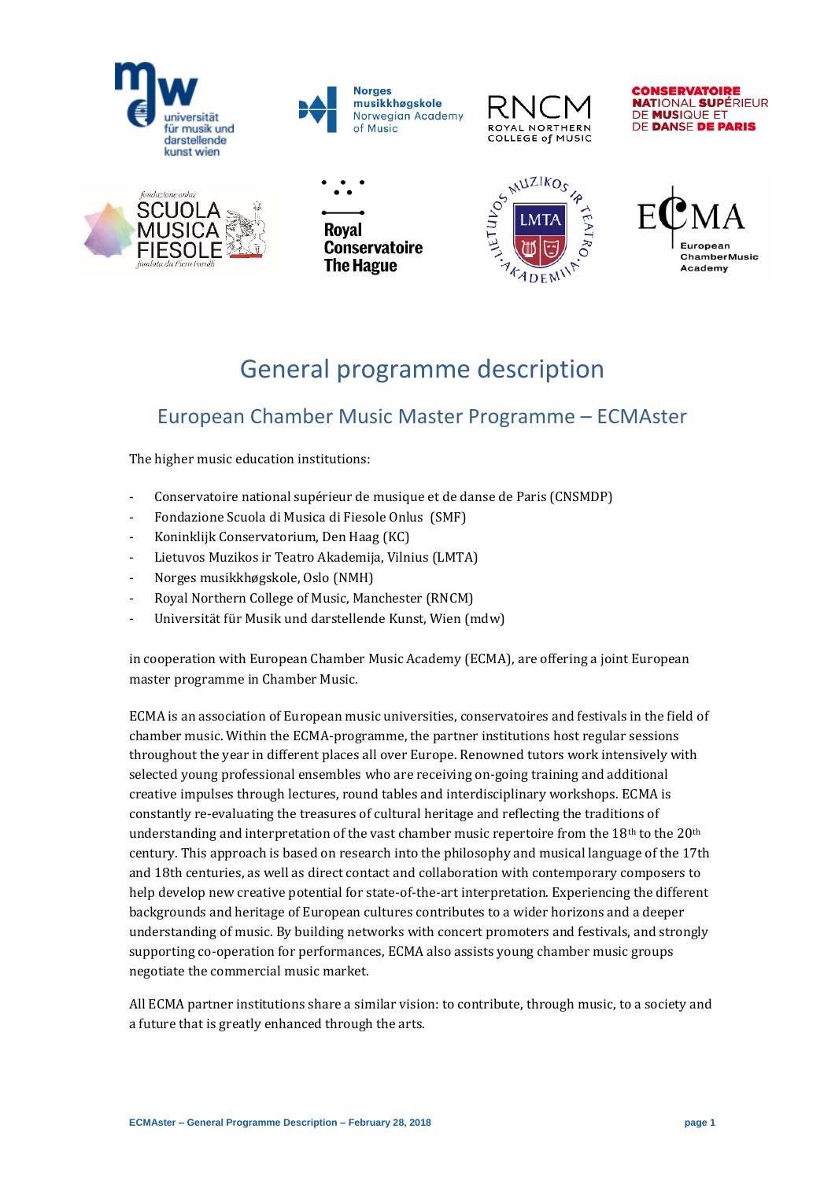# General programme description

## European Chamber Music Master Programme – ECMAster

The higher music education institutions:

- Conservatoire national supérieur de musique et de danse de Paris (CNSMDP)
- Fondazione Scuola di Musica di Fiesole Onlus (SMF)
- Koninklijk Conservatorium, Den Haag (KC)
- Lietuvos Muzikos ir Teatro Akademija, Vilnius (LMTA)
- Norges musikkhøgskole, Oslo (NMH)
- Royal Northern College of Music, Manchester (RNCM)
- Universität für Musik und darstellende Kunst, Wien (mdw)

in cooperation with European Chamber Music Academy (ECMA), are offering a joint European master programme in Chamber Music.

ECMA is an association of European music universities, conservatoires and festivals in the field of chamber music. Within the ECMA-programme, the partner institutions host regular sessions throughout the year in different places all over Europe. Renowned tutors work intensively with selected young professional ensembles who are receiving on-going training and additional creative impulses through lectures, round tables and interdisciplinary workshops. ECMA is constantly re-evaluating the treasures of cultural heritage and reflecting the traditions of understanding and interpretation of the vast chamber music repertoire from the 18th to the 20th century. This approach is based on research into the philosophy and musical language of the 17th and 18th centuries, as well as direct contact and collaboration with contemporary composers to help develop new creative potential for state-of-the-art interpretation. Experiencing the different backgrounds and heritage of European cultures contributes to a wider horizons and a deeper understanding of music. By building networks with concert promoters and festivals, and strongly supporting co-operation for performances, ECMA also assists young chamber music groups negotiate the commercial music market.

All ECMA partner institutions share a similar vision: to contribute, through music, to a society and a future that is greatly enhanced through the arts.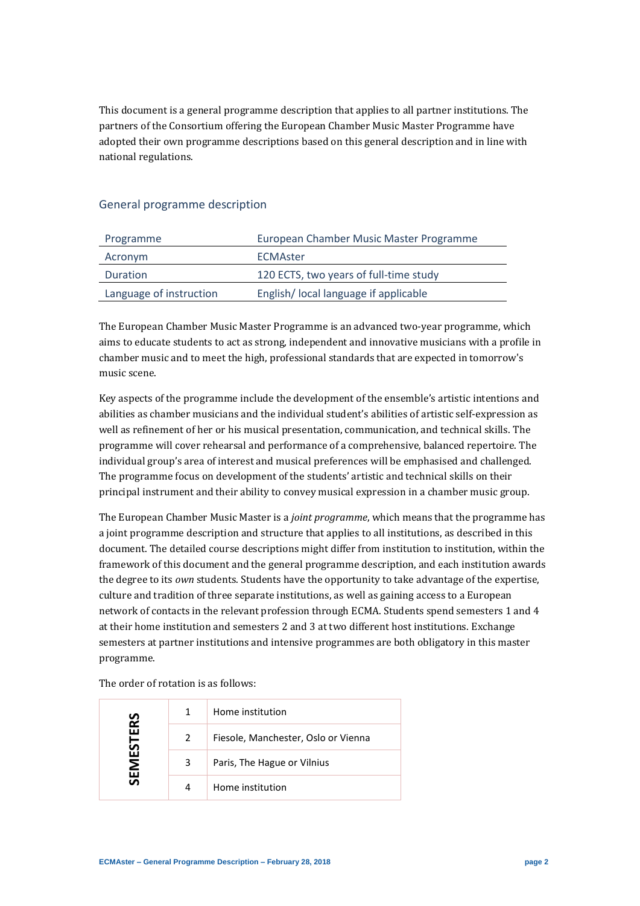This document is a general programme description that applies to all partner institutions. The partners of the Consortium offering the European Chamber Music Master Programme have adopted their own programme descriptions based on this general description and in line with national regulations.

## General programme description

| | |
|---|---|
| Programme | European Chamber Music Master Programme |
| Acronym | ECMAster |
| Duration | 120 ECTS, two years of full-time study |
| Language of instruction | English/ local language if applicable |

The European Chamber Music Master Programme is an advanced two-year programme, which aims to educate students to act as strong, independent and innovative musicians with a profile in chamber music and to meet the high, professional standards that are expected in tomorrow's music scene.

Key aspects of the programme include the development of the ensemble's artistic intentions and abilities as chamber musicians and the individual student's abilities of artistic self-expression as well as refinement of her or his musical presentation, communication, and technical skills. The programme will cover rehearsal and performance of a comprehensive, balanced repertoire. The individual group's area of interest and musical preferences will be emphasised and challenged. The programme focus on development of the students' artistic and technical skills on their principal instrument and their ability to convey musical expression in a chamber music group.

The European Chamber Music Master is a *joint programme*, which means that the programme has a joint programme description and structure that applies to all institutions, as described in this document. The detailed course descriptions might differ from institution to institution, within the framework of this document and the general programme description, and each institution awards the degree to its *own* students. Students have the opportunity to take advantage of the expertise, culture and tradition of three separate institutions, as well as gaining access to a European network of contacts in the relevant profession through ECMA. Students spend semesters 1 and 4 at their home institution and semesters 2 and 3 at two different host institutions. Exchange semesters at partner institutions and intensive programmes are both obligatory in this master programme.

The order of rotation is as follows:

| SEMESTERS | | |
|---|---|---|
| | 1 | Home institution |
| | 2 | Fiesole, Manchester, Oslo or Vienna |
| | 3 | Paris, The Hague or Vilnius |
| | 4 | Home institution |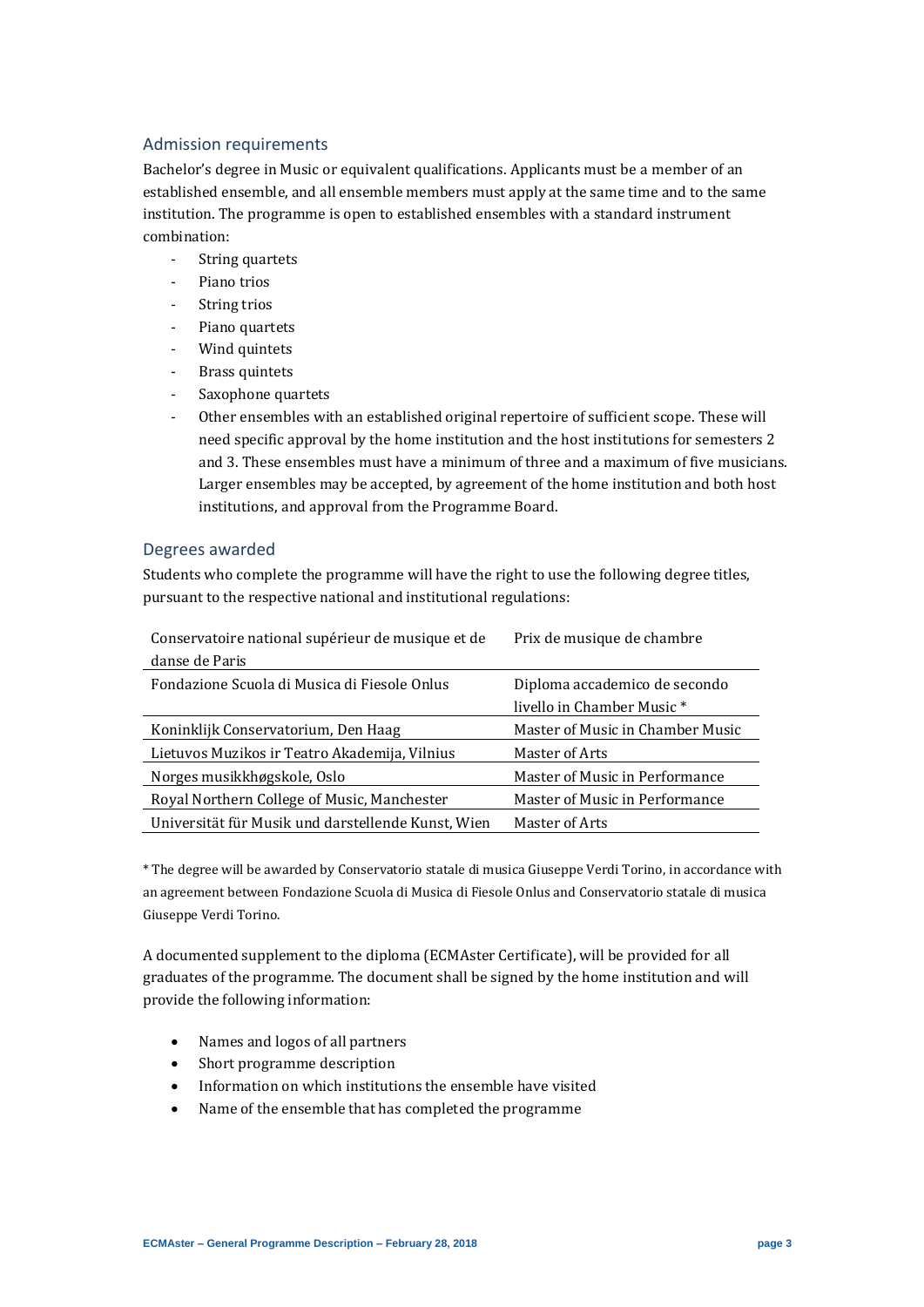## Admission requirements

Bachelor's degree in Music or equivalent qualifications. Applicants must be a member of an established ensemble, and all ensemble members must apply at the same time and to the same institution. The programme is open to established ensembles with a standard instrument combination:

- String quartets
- Piano trios
- String trios
- Piano quartets
- Wind quintets
- Brass quintets
- Saxophone quartets
- Other ensembles with an established original repertoire of sufficient scope. These will need specific approval by the home institution and the host institutions for semesters 2 and 3. These ensembles must have a minimum of three and a maximum of five musicians. Larger ensembles may be accepted, by agreement of the home institution and both host institutions, and approval from the Programme Board.

## Degrees awarded

Students who complete the programme will have the right to use the following degree titles, pursuant to the respective national and institutional regulations:

| Institution | Degree |
|---|---|
| Conservatoire national supérieur de musique et de danse de Paris | Prix de musique de chambre |
| Fondazione Scuola di Musica di Fiesole Onlus | Diploma accademico de secondo livello in Chamber Music * |
| Koninklijk Conservatorium, Den Haag | Master of Music in Chamber Music |
| Lietuvos Muzikos ir Teatro Akademija, Vilnius | Master of Arts |
| Norges musikkhøgskole, Oslo | Master of Music in Performance |
| Royal Northern College of Music, Manchester | Master of Music in Performance |
| Universität für Musik und darstellende Kunst, Wien | Master of Arts |

* The degree will be awarded by Conservatorio statale di musica Giuseppe Verdi Torino, in accordance with an agreement between Fondazione Scuola di Musica di Fiesole Onlus and Conservatorio statale di musica Giuseppe Verdi Torino.

A documented supplement to the diploma (ECMAster Certificate), will be provided for all graduates of the programme. The document shall be signed by the home institution and will provide the following information:

- Names and logos of all partners
- Short programme description
- Information on which institutions the ensemble have visited
- Name of the ensemble that has completed the programme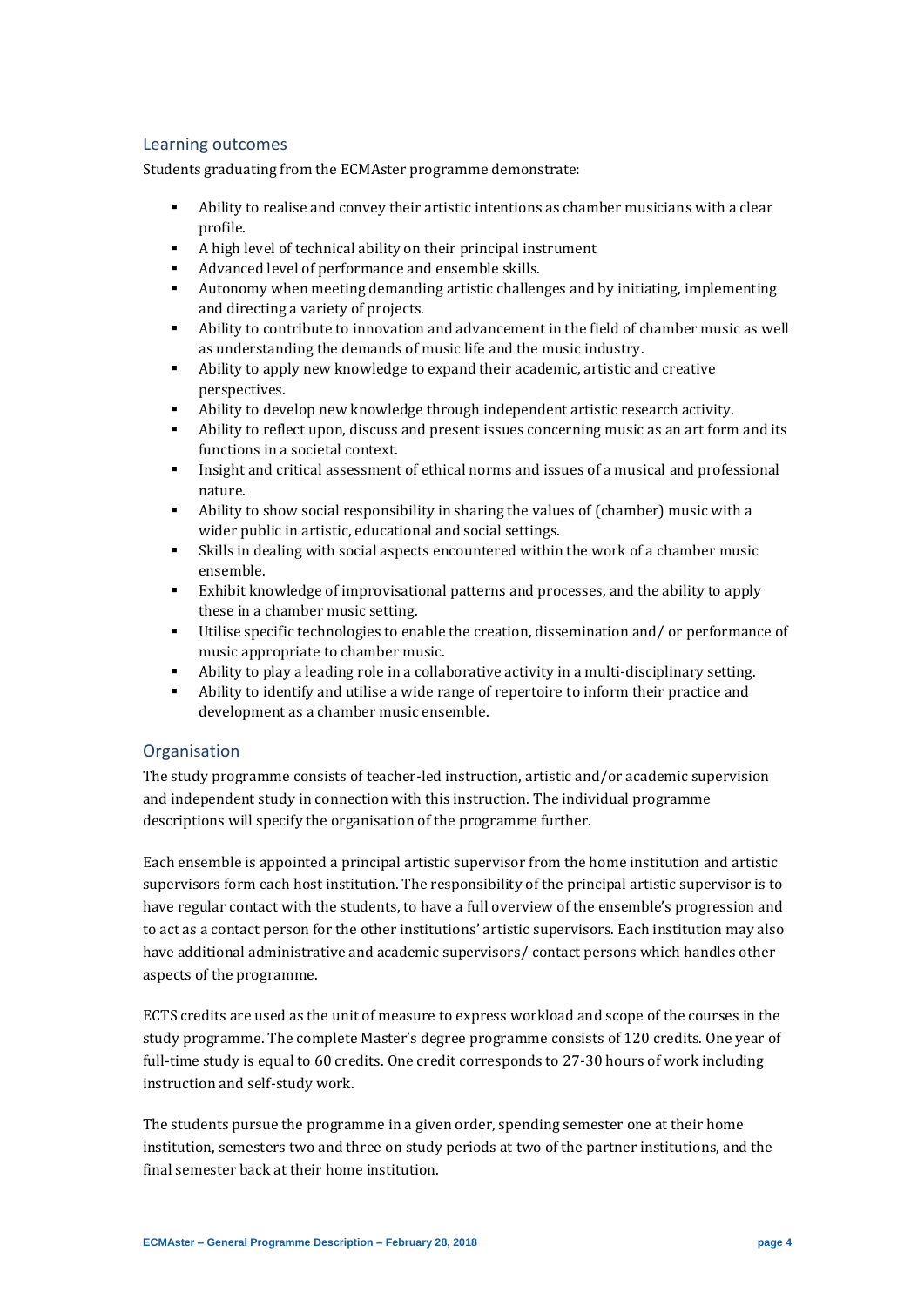## Learning outcomes

Students graduating from the ECMAster programme demonstrate:

- Ability to realise and convey their artistic intentions as chamber musicians with a clear profile.
- A high level of technical ability on their principal instrument
- Advanced level of performance and ensemble skills.
- Autonomy when meeting demanding artistic challenges and by initiating, implementing and directing a variety of projects.
- Ability to contribute to innovation and advancement in the field of chamber music as well as understanding the demands of music life and the music industry.
- Ability to apply new knowledge to expand their academic, artistic and creative perspectives.
- Ability to develop new knowledge through independent artistic research activity.
- Ability to reflect upon, discuss and present issues concerning music as an art form and its functions in a societal context.
- Insight and critical assessment of ethical norms and issues of a musical and professional nature.
- Ability to show social responsibility in sharing the values of (chamber) music with a wider public in artistic, educational and social settings.
- Skills in dealing with social aspects encountered within the work of a chamber music ensemble.
- Exhibit knowledge of improvisational patterns and processes, and the ability to apply these in a chamber music setting.
- Utilise specific technologies to enable the creation, dissemination and/ or performance of music appropriate to chamber music.
- Ability to play a leading role in a collaborative activity in a multi-disciplinary setting.
- Ability to identify and utilise a wide range of repertoire to inform their practice and development as a chamber music ensemble.

## Organisation

The study programme consists of teacher-led instruction, artistic and/or academic supervision and independent study in connection with this instruction. The individual programme descriptions will specify the organisation of the programme further.

Each ensemble is appointed a principal artistic supervisor from the home institution and artistic supervisors form each host institution. The responsibility of the principal artistic supervisor is to have regular contact with the students, to have a full overview of the ensemble's progression and to act as a contact person for the other institutions' artistic supervisors. Each institution may also have additional administrative and academic supervisors/ contact persons which handles other aspects of the programme.

ECTS credits are used as the unit of measure to express workload and scope of the courses in the study programme. The complete Master's degree programme consists of 120 credits. One year of full-time study is equal to 60 credits. One credit corresponds to 27-30 hours of work including instruction and self-study work.

The students pursue the programme in a given order, spending semester one at their home institution, semesters two and three on study periods at two of the partner institutions, and the final semester back at their home institution.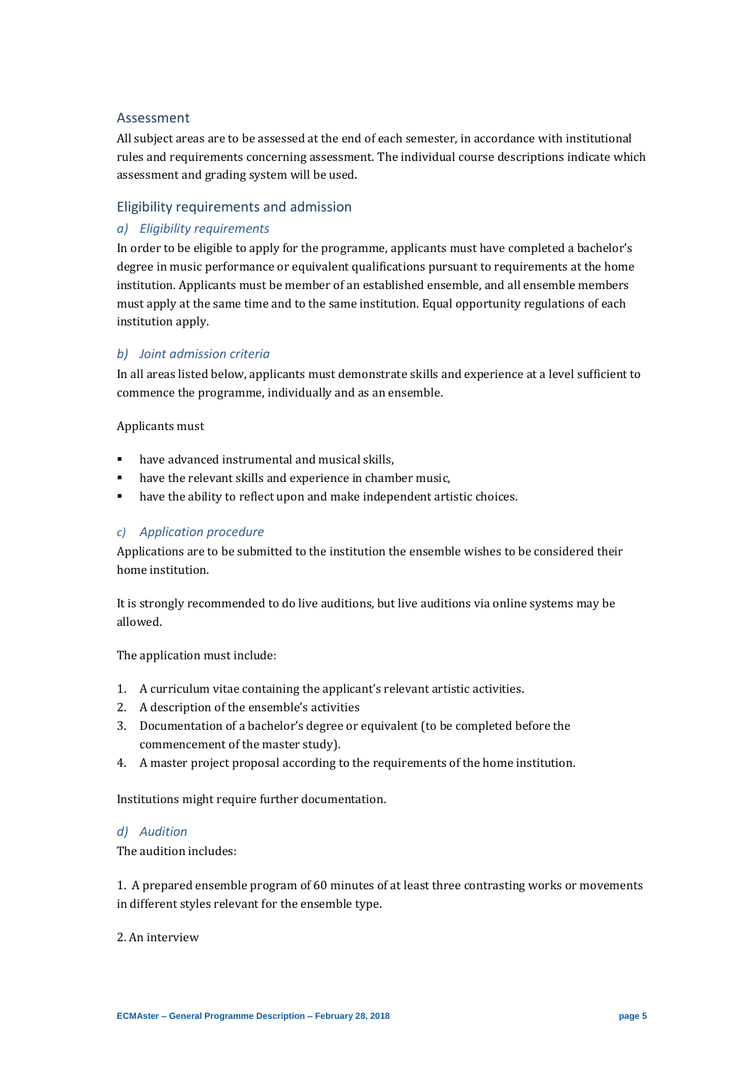## Assessment

All subject areas are to be assessed at the end of each semester, in accordance with institutional rules and requirements concerning assessment. The individual course descriptions indicate which assessment and grading system will be used.

## Eligibility requirements and admission

### *a) Eligibility requirements*

In order to be eligible to apply for the programme, applicants must have completed a bachelor's degree in music performance or equivalent qualifications pursuant to requirements at the home institution. Applicants must be member of an established ensemble, and all ensemble members must apply at the same time and to the same institution. Equal opportunity regulations of each institution apply.

### *b) Joint admission criteria*

In all areas listed below, applicants must demonstrate skills and experience at a level sufficient to commence the programme, individually and as an ensemble.

Applicants must

- have advanced instrumental and musical skills,
- have the relevant skills and experience in chamber music,
- have the ability to reflect upon and make independent artistic choices.

### *c) Application procedure*

Applications are to be submitted to the institution the ensemble wishes to be considered their home institution.

It is strongly recommended to do live auditions, but live auditions via online systems may be allowed.

The application must include:

1. A curriculum vitae containing the applicant's relevant artistic activities.
2. A description of the ensemble's activities
3. Documentation of a bachelor's degree or equivalent (to be completed before the commencement of the master study).
4. A master project proposal according to the requirements of the home institution.

Institutions might require further documentation.

### *d) Audition*

The audition includes:

1. A prepared ensemble program of 60 minutes of at least three contrasting works or movements in different styles relevant for the ensemble type.

2. An interview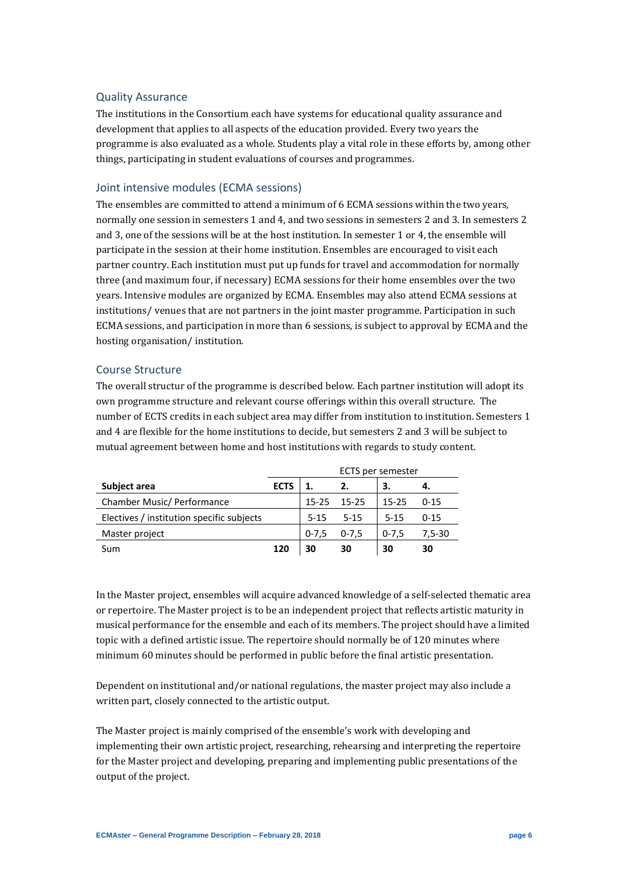## Quality Assurance

The institutions in the Consortium each have systems for educational quality assurance and development that applies to all aspects of the education provided. Every two years the programme is also evaluated as a whole. Students play a vital role in these efforts by, among other things, participating in student evaluations of courses and programmes.

## Joint intensive modules (ECMA sessions)

The ensembles are committed to attend a minimum of 6 ECMA sessions within the two years, normally one session in semesters 1 and 4, and two sessions in semesters 2 and 3. In semesters 2 and 3, one of the sessions will be at the host institution. In semester 1 or 4, the ensemble will participate in the session at their home institution. Ensembles are encouraged to visit each partner country. Each institution must put up funds for travel and accommodation for normally three (and maximum four, if necessary) ECMA sessions for their home ensembles over the two years. Intensive modules are organized by ECMA. Ensembles may also attend ECMA sessions at institutions/ venues that are not partners in the joint master programme. Participation in such ECMA sessions, and participation in more than 6 sessions, is subject to approval by ECMA and the hosting organisation/ institution.

## Course Structure

The overall structur of the programme is described below. Each partner institution will adopt its own programme structure and relevant course offerings within this overall structure. The number of ECTS credits in each subject area may differ from institution to institution. Semesters 1 and 4 are flexible for the home institutions to decide, but semesters 2 and 3 will be subject to mutual agreement between home and host institutions with regards to study content.

| | | ECTS per semester | | | |
|---|---|---|---|---|---|
| **Subject area** | **ECTS** | **1.** | **2.** | **3.** | **4.** |
| Chamber Music/ Performance | | 15-25 | 15-25 | 15-25 | 0-15 |
| Electives / institution specific subjects | | 5-15 | 5-15 | 5-15 | 0-15 |
| Master project | | 0-7,5 | 0-7,5 | 0-7,5 | 7,5-30 |
| Sum | **120** | **30** | **30** | **30** | **30** |

In the Master project, ensembles will acquire advanced knowledge of a self-selected thematic area or repertoire. The Master project is to be an independent project that reflects artistic maturity in musical performance for the ensemble and each of its members. The project should have a limited topic with a defined artistic issue. The repertoire should normally be of 120 minutes where minimum 60 minutes should be performed in public before the final artistic presentation.

Dependent on institutional and/or national regulations, the master project may also include a written part, closely connected to the artistic output.

The Master project is mainly comprised of the ensemble's work with developing and implementing their own artistic project, researching, rehearsing and interpreting the repertoire for the Master project and developing, preparing and implementing public presentations of the output of the project.